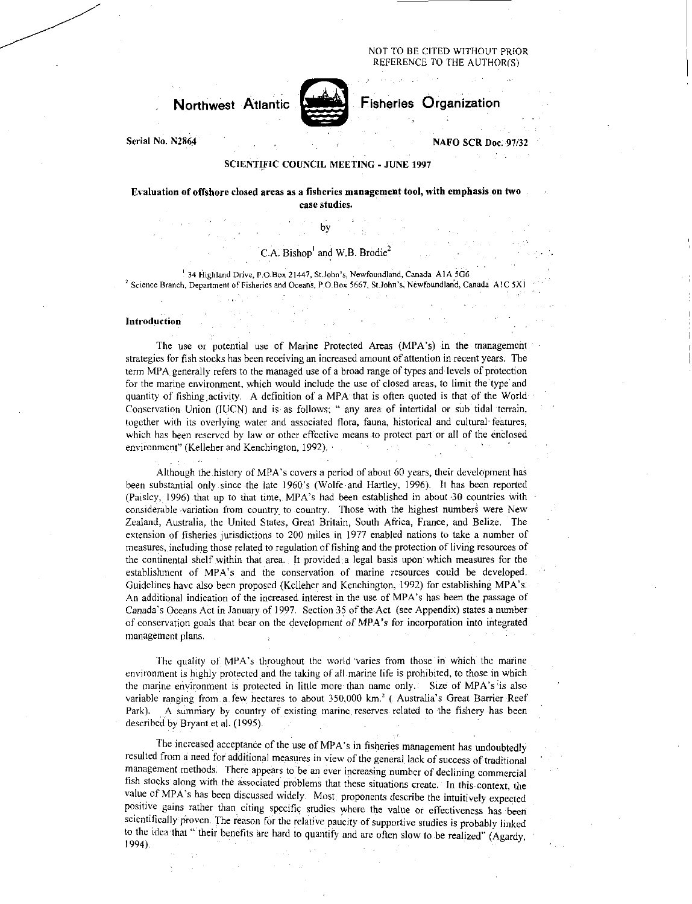NOT TO BE CITED WITHOUT PRIOR REFERENCE TO THE AUTHOR(S)

**Northwest Atlantic Fisheries Organization**

**Serial No. N2864** **NAFO SCR Doc. 97/32**

**SCIENTIFIC COUNCIL MEETING - JUNE 1997**

# Evaluation of offshore closed areas as a fisheries management tool, with emphasis on two case studies.

by

C.A. Bishop[1] and W.B. Brodie[2]

[1] 34 Highland Drive, P.O.Box 21447, St.John's, Newfoundland, Canada A1A 5G6
[2] Science Branch, Department of Fisheries and Oceans, P.O.Box 5667, St.John's, Newfoundland, Canada A1C 5X1

## Introduction

The use or potential use of Marine Protected Areas (MPA's) in the management strategies for fish stocks has been receiving an increased amount of attention in recent years. The term MPA generally refers to the managed use of a broad range of types and levels of protection for the marine environment, which would include the use of closed areas, to limit the type and quantity of fishing activity. A definition of a MPA that is often quoted is that of the World Conservation Union (IUCN) and is as follows: " any area of intertidal or sub tidal terrain, together with its overlying water and associated flora, fauna, historical and cultural features, which has been reserved by law or other effective means to protect part or all of the enclosed environment" (Kelleher and Kenchington, 1992).

Although the history of MPA's covers a period of about 60 years, their development has been substantial only since the late 1960's (Wolfe and Hartley, 1996). It has been reported (Paisley, 1996) that up to that time, MPA's had been established in about 30 countries with considerable variation from country to country. Those with the highest numbers were New Zealand, Australia, the United States, Great Britain, South Africa, France, and Belize. The extension of fisheries jurisdictions to 200 miles in 1977 enabled nations to take a number of measures, including those related to regulation of fishing and the protection of living resources of the continental shelf within that area. It provided a legal basis upon which measures for the establishment of MPA's and the conservation of marine resources could be developed. Guidelines have also been proposed (Kelleher and Kenchington, 1992) for establishing MPA's. An additional indication of the increased interest in the use of MPA's has been the passage of Canada's Oceans Act in January of 1997. Section 35 of the Act (see Appendix) states a number of conservation goals that bear on the development of MPA's for incorporation into integrated management plans.

The quality of MPA's throughout the world varies from those in which the marine environment is highly protected and the taking of all marine life is prohibited, to those in which the marine environment is protected in little more than name only. Size of MPA's is also variable ranging from a few hectares to about 350,000 km.$^2$ ( Australia's Great Barrier Reef Park). A summary by country of existing marine reserves related to the fishery has been described by Bryant et al. (1995).

The increased acceptance of the use of MPA's in fisheries management has undoubtedly resulted from a need for additional measures in view of the general lack of success of traditional management methods. There appears to be an ever increasing number of declining commercial fish stocks along with the associated problems that these situations create. In this context, the value of MPA's has been discussed widely. Most proponents describe the intuitively expected positive gains rather than citing specific studies where the value or effectiveness has been scientifically proven. The reason for the relative paucity of supportive studies is probably linked to the idea that " their benefits are hard to quantify and are often slow to be realized" (Agardy, 1994).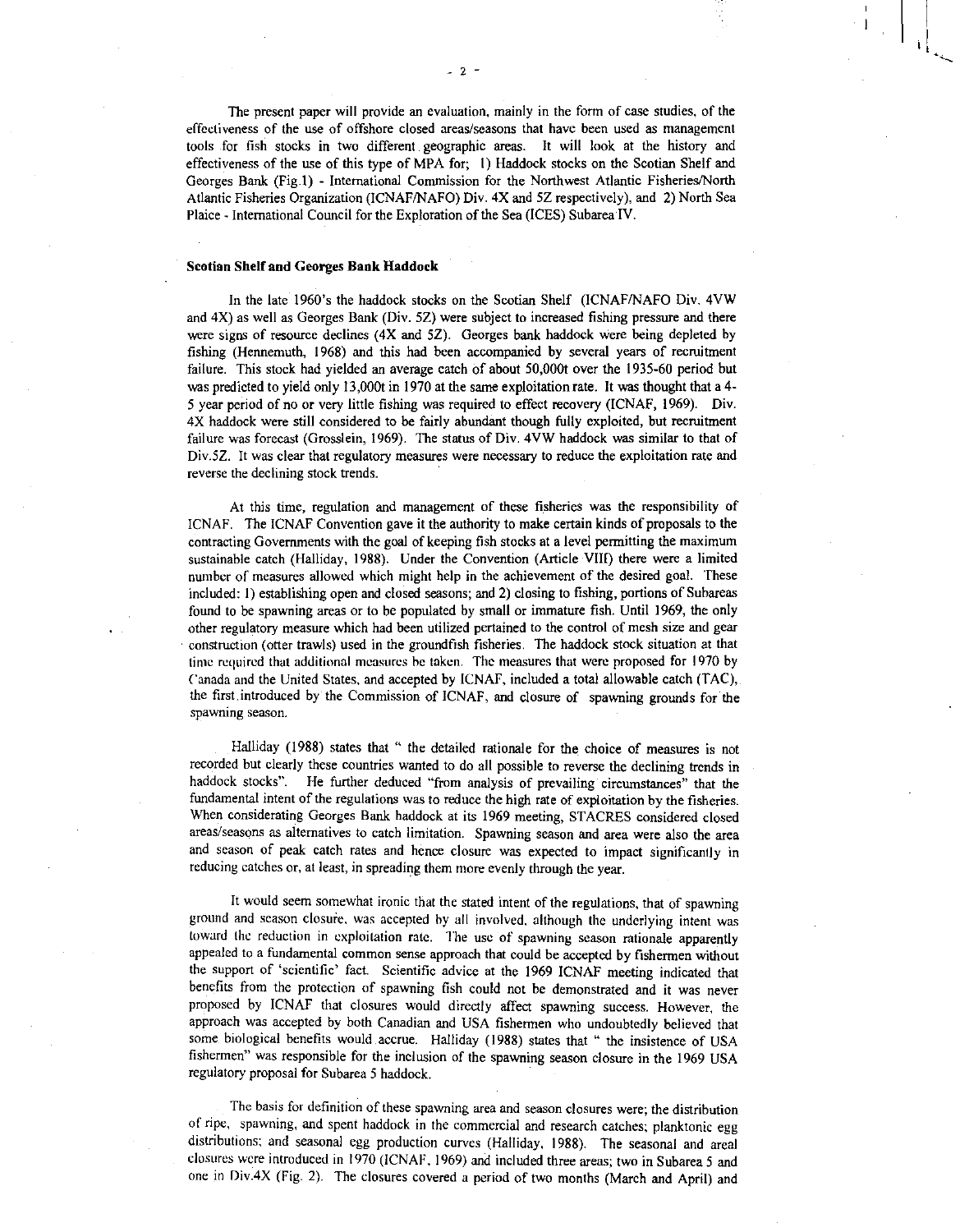The present paper will provide an evaluation, mainly in the form of case studies, of the effectiveness of the use of offshore closed areas/seasons that have been used as management tools for fish stocks in two different geographic areas. It will look at the history and effectiveness of the use of this type of MPA for; 1) Haddock stocks on the Scotian Shelf and Georges Bank (Fig.1) - International Commission for the Northwest Atlantic Fisheries/North Atlantic Fisheries Organization (ICNAF/NAFO) Div. 4X and 5Z respectively), and 2) North Sea Plaice - International Council for the Exploration of the Sea (ICES) Subarea IV.

**Scotian Shelf and Georges Bank Haddock**

In the late 1960's the haddock stocks on the Scotian Shelf (ICNAF/NAFO Div. 4VW and 4X) as well as Georges Bank (Div. 5Z) were subject to increased fishing pressure and there were signs of resource declines (4X and 5Z). Georges bank haddock were being depleted by fishing (Hennemuth, 1968) and this had been accompanied by several years of recruitment failure. This stock had yielded an average catch of about 50,000t over the 1935-60 period but was predicted to yield only 13,000t in 1970 at the same exploitation rate. It was thought that a 4-5 year period of no or very little fishing was required to effect recovery (ICNAF, 1969). Div. 4X haddock were still considered to be fairly abundant though fully exploited, but recruitment failure was forecast (Grosslein, 1969). The status of Div. 4VW haddock was similar to that of Div.5Z. It was clear that regulatory measures were necessary to reduce the exploitation rate and reverse the declining stock trends.

At this time, regulation and management of these fisheries was the responsibility of ICNAF. The ICNAF Convention gave it the authority to make certain kinds of proposals to the contracting Governments with the goal of keeping fish stocks at a level permitting the maximum sustainable catch (Halliday, 1988). Under the Convention (Article VIII) there were a limited number of measures allowed which might help in the achievement of the desired goal. These included: 1) establishing open and closed seasons; and 2) closing to fishing, portions of Subareas found to be spawning areas or to be populated by small or immature fish. Until 1969, the only other regulatory measure which had been utilized pertained to the control of mesh size and gear construction (otter trawls) used in the groundfish fisheries. The haddock stock situation at that time required that additional measures be taken. The measures that were proposed for 1970 by Canada and the United States, and accepted by ICNAF, included a total allowable catch (TAC), the first introduced by the Commission of ICNAF, and closure of spawning grounds for the spawning season.

Halliday (1988) states that " the detailed rationale for the choice of measures is not recorded but clearly these countries wanted to do all possible to reverse the declining trends in haddock stocks". He further deduced "from analysis of prevailing circumstances" that the fundamental intent of the regulations was to reduce the high rate of exploitation by the fisheries. When considerating Georges Bank haddock at its 1969 meeting, STACRES considered closed areas/seasons as alternatives to catch limitation. Spawning season and area were also the area and season of peak catch rates and hence closure was expected to impact significantly in reducing catches or, at least, in spreading them more evenly through the year.

It would seem somewhat ironic that the stated intent of the regulations, that of spawning ground and season closure, was accepted by all involved, although the underlying intent was toward the reduction in exploitation rate. The use of spawning season rationale apparently appealed to a fundamental common sense approach that could be accepted by fishermen without the support of 'scientific' fact. Scientific advice at the 1969 ICNAF meeting indicated that benefits from the protection of spawning fish could not be demonstrated and it was never proposed by ICNAF that closures would directly affect spawning success. However, the approach was accepted by both Canadian and USA fishermen who undoubtedly believed that some biological benefits would accrue. Halliday (1988) states that " the insistence of USA fishermen" was responsible for the inclusion of the spawning season closure in the 1969 USA regulatory proposal for Subarea 5 haddock.

The basis for definition of these spawning area and season closures were; the distribution of ripe, spawning, and spent haddock in the commercial and research catches; planktonic egg distributions; and seasonal egg production curves (Halliday, 1988). The seasonal and areal closures were introduced in 1970 (ICNAF, 1969) and included three areas; two in Subarea 5 and one in Div.4X (Fig. 2). The closures covered a period of two months (March and April) and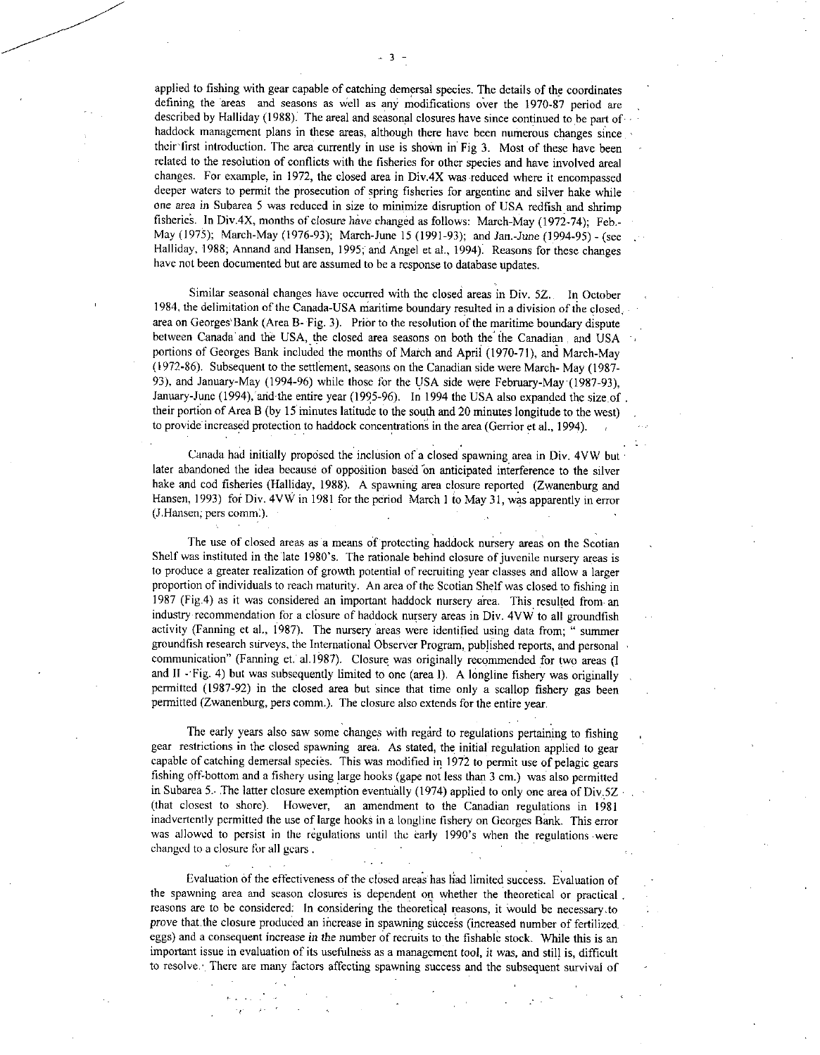applied to fishing with gear capable of catching demersal species. The details of the coordinates defining the areas and seasons as well as any modifications over the 1970-87 period are described by Halliday (1988). The areal and seasonal closures have since continued to be part of haddock management plans in these areas, although there have been numerous changes since their first introduction. The area currently in use is shown in Fig 3. Most of these have been related to the resolution of conflicts with the fisheries for other species and have involved areal changes. For example, in 1972, the closed area in Div.4X was reduced where it encompassed deeper waters to permit the prosecution of spring fisheries for argentine and silver hake while one area in Subarea 5 was reduced in size to minimize disruption of USA redfish and shrimp fisheries. In Div.4X, months of closure have changed as follows: March-May (1972-74); Feb.-May (1975); March-May (1976-93); March-June 15 (1991-93); and Jan.-June (1994-95) - (see Halliday, 1988; Annand and Hansen, 1995; and Angel et al., 1994). Reasons for these changes have not been documented but are assumed to be a response to database updates.

Similar seasonal changes have occurred with the closed areas in Div. 5Z. In October 1984, the delimitation of the Canada-USA maritime boundary resulted in a division of the closed area on Georges Bank (Area B- Fig. 3). Prior to the resolution of the maritime boundary dispute between Canada and the USA, the closed area seasons on both the the Canadian and USA portions of Georges Bank included the months of March and April (1970-71), and March-May (1972-86). Subsequent to the settlement, seasons on the Canadian side were March- May (1987-93), and January-May (1994-96) while those for the USA side were February-May (1987-93), January-June (1994), and the entire year (1995-96). In 1994 the USA also expanded the size of their portion of Area B (by 15 minutes latitude to the south and 20 minutes longitude to the west) to provide increased protection to haddock concentrations in the area (Gerrior et al., 1994).

Canada had initially proposed the inclusion of a closed spawning area in Div. 4VW but later abandoned the idea because of opposition based on anticipated interference to the silver hake and cod fisheries (Halliday, 1988). A spawning area closure reported (Zwanenburg and Hansen, 1993) for Div. 4VW in 1981 for the period March 1 to May 31, was apparently in error (J.Hansen, pers comm.).

The use of closed areas as a means of protecting haddock nursery areas on the Scotian Shelf was instituted in the late 1980's. The rationale behind closure of juvenile nursery areas is to produce a greater realization of growth potential of recruiting year classes and allow a larger proportion of individuals to reach maturity. An area of the Scotian Shelf was closed to fishing in 1987 (Fig.4) as it was considered an important haddock nursery area. This resulted from an industry recommendation for a closure of haddock nursery areas in Div. 4VW to all groundfish activity (Fanning et al., 1987). The nursery areas were identified using data from; " summer groundfish research surveys, the International Observer Program, published reports, and personal communication" (Fanning et. al.1987). Closure was originally recommended for two areas (I and II - Fig. 4) but was subsequently limited to one (area I). A longline fishery was originally permitted (1987-92) in the closed area but since that time only a scallop fishery gas been permitted (Zwanenburg, pers comm.). The closure also extends for the entire year.

The early years also saw some changes with regard to regulations pertaining to fishing gear restrictions in the closed spawning area. As stated, the initial regulation applied to gear capable of catching demersal species. This was modified in 1972 to permit use of pelagic gears fishing off-bottom and a fishery using large hooks (gape not less than 3 cm.) was also permitted in Subarea 5. The latter closure exemption eventually (1974) applied to only one area of Div.5Z (that closest to shore). However, an amendment to the Canadian regulations in 1981 inadvertently permitted the use of large hooks in a longline fishery on Georges Bank. This error was allowed to persist in the regulations until the early 1990's when the regulations were changed to a closure for all gears.

Evaluation of the effectiveness of the closed areas has had limited success. Evaluation of the spawning area and season closures is dependent on whether the theoretical or practical reasons are to be considered. In considering the theoretical reasons, it would be necessary to prove that the closure produced an increase in spawning success (increased number of fertilized eggs) and a consequent increase in the number of recruits to the fishable stock. While this is an important issue in evaluation of its usefulness as a management tool, it was, and still is, difficult to resolve. There are many factors affecting spawning success and the subsequent survival of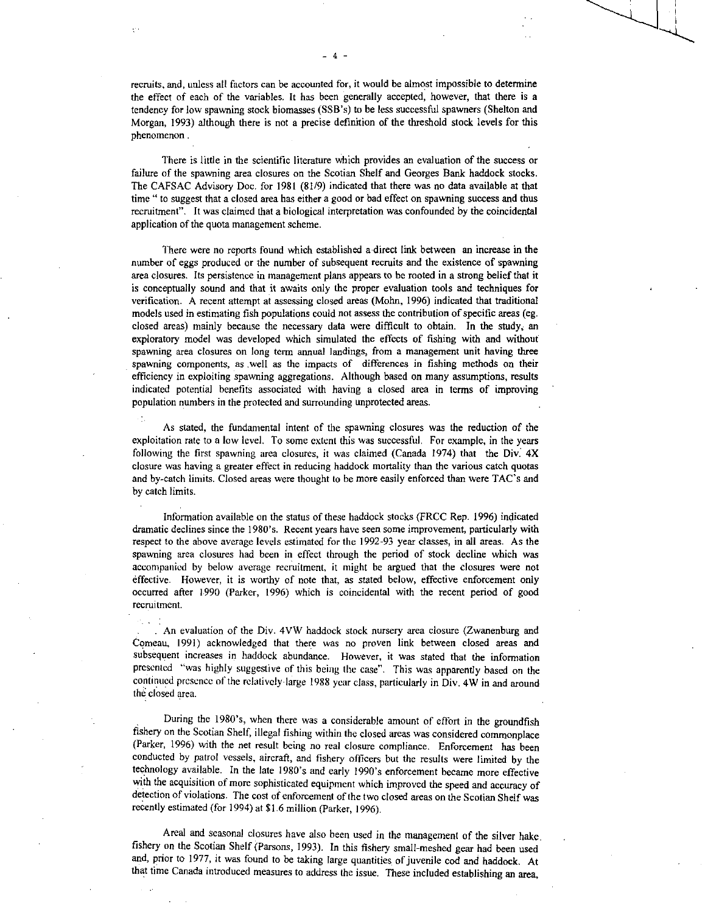recruits, and, unless all factors can be accounted for, it would be almost impossible to determine the effect of each of the variables. It has been generally accepted, however, that there is a tendency for low spawning stock biomasses (SSB's) to be less successful spawners (Shelton and Morgan, 1993) although there is not a precise definition of the threshold stock levels for this phenomenon.

There is little in the scientific literature which provides an evaluation of the success or failure of the spawning area closures on the Scotian Shelf and Georges Bank haddock stocks. The CAFSAC Advisory Doc. for 1981 (81/9) indicated that there was no data available at that time " to suggest that a closed area has either a good or bad effect on spawning success and thus recruitment". It was claimed that a biological interpretation was confounded by the coincidental application of the quota management scheme.

There were no reports found which established a direct link between an increase in the number of eggs produced or the number of subsequent recruits and the existence of spawning area closures. Its persistence in management plans appears to be rooted in a strong belief that it is conceptually sound and that it awaits only the proper evaluation tools and techniques for verification. A recent attempt at assessing closed areas (Mohn, 1996) indicated that traditional models used in estimating fish populations could not assess the contribution of specific areas (eg. closed areas) mainly because the necessary data were difficult to obtain. In the study, an exploratory model was developed which simulated the effects of fishing with and without spawning area closures on long term annual landings, from a management unit having three spawning components, as well as the impacts of differences in fishing methods on their efficiency in exploiting spawning aggregations. Although based on many assumptions, results indicated potential benefits associated with having a closed area in terms of improving population numbers in the protected and surrounding unprotected areas.

As stated, the fundamental intent of the spawning closures was the reduction of the exploitation rate to a low level. To some extent this was successful. For example, in the years following the first spawning area closures, it was claimed (Canada 1974) that the Div. 4X closure was having a greater effect in reducing haddock mortality than the various catch quotas and by-catch limits. Closed areas were thought to be more easily enforced than were TAC's and by catch limits.

Information available on the status of these haddock stocks (FRCC Rep. 1996) indicated dramatic declines since the 1980's. Recent years have seen some improvement, particularly with respect to the above average levels estimated for the 1992-93 year classes, in all areas. As the spawning area closures had been in effect through the period of stock decline which was accompanied by below average recruitment, it might be argued that the closures were not effective. However, it is worthy of note that, as stated below, effective enforcement only occurred after 1990 (Parker, 1996) which is coincidental with the recent period of good recruitment.

An evaluation of the Div. 4VW haddock stock nursery area closure (Zwanenburg and Comeau, 1991) acknowledged that there was no proven link between closed areas and subsequent increases in haddock abundance. However, it was stated that the information presented "was highly suggestive of this being the case". This was apparently based on the continued presence of the relatively large 1988 year class, particularly in Div. 4W in and around the closed area.

During the 1980's, when there was a considerable amount of effort in the groundfish fishery on the Scotian Shelf, illegal fishing within the closed areas was considered commonplace (Parker, 1996) with the net result being no real closure compliance. Enforcement has been conducted by patrol vessels, aircraft, and fishery officers but the results were limited by the technology available. In the late 1980's and early 1990's enforcement became more effective with the acquisition of more sophisticated equipment which improved the speed and accuracy of detection of violations. The cost of enforcement of the two closed areas on the Scotian Shelf was recently estimated (for 1994) at $1.6 million (Parker, 1996).

Areal and seasonal closures have also been used in the management of the silver hake fishery on the Scotian Shelf (Parsons, 1993). In this fishery small-meshed gear had been used and, prior to 1977, it was found to be taking large quantities of juvenile cod and haddock. At that time Canada introduced measures to address the issue. These included establishing an area,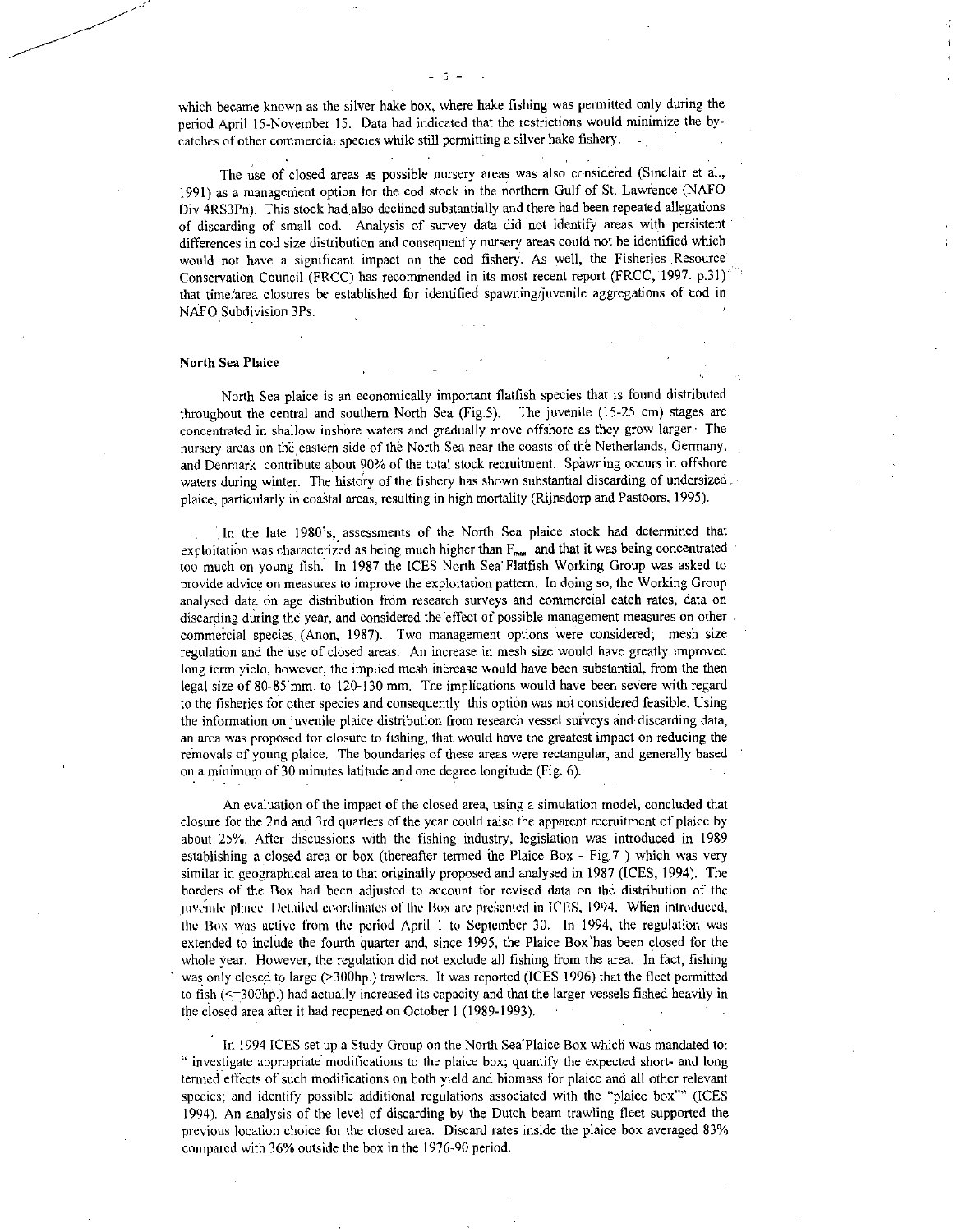which became known as the silver hake box, where hake fishing was permitted only during the period April 15-November 15. Data had indicated that the restrictions would minimize the by-catches of other commercial species while still permitting a silver hake fishery.

The use of closed areas as possible nursery areas was also considered (Sinclair et al., 1991) as a management option for the cod stock in the northern Gulf of St. Lawrence (NAFO Div 4RS3Pn). This stock had also declined substantially and there had been repeated allegations of discarding of small cod. Analysis of survey data did not identify areas with persistent differences in cod size distribution and consequently nursery areas could not be identified which would not have a significant impact on the cod fishery. As well, the Fisheries Resource Conservation Council (FRCC) has recommended in its most recent report (FRCC, 1997. p.31) that time/area closures be established for identified spawning/juvenile aggregations of cod in NAFO Subdivision 3Ps.

**North Sea Plaice**

North Sea plaice is an economically important flatfish species that is found distributed throughout the central and southern North Sea (Fig.5). The juvenile (15-25 cm) stages are concentrated in shallow inshore waters and gradually move offshore as they grow larger. The nursery areas on the eastern side of the North Sea near the coasts of the Netherlands, Germany, and Denmark contribute about 90% of the total stock recruitment. Spawning occurs in offshore waters during winter. The history of the fishery has shown substantial discarding of undersized plaice, particularly in coastal areas, resulting in high mortality (Rijnsdorp and Pastoors, 1995).

In the late 1980's, assessments of the North Sea plaice stock had determined that exploitation was characterized as being much higher than $F_{max}$ and that it was being concentrated too much on young fish. In 1987 the ICES North Sea Flatfish Working Group was asked to provide advice on measures to improve the exploitation pattern. In doing so, the Working Group analysed data on age distribution from research surveys and commercial catch rates, data on discarding during the year, and considered the effect of possible management measures on other commercial species (Anon, 1987). Two management options were considered; mesh size regulation and the use of closed areas. An increase in mesh size would have greatly improved long term yield, however, the implied mesh increase would have been substantial, from the then legal size of 80-85 mm. to 120-130 mm. The implications would have been severe with regard to the fisheries for other species and consequently this option was not considered feasible. Using the information on juvenile plaice distribution from research vessel surveys and discarding data, an area was proposed for closure to fishing, that would have the greatest impact on reducing the removals of young plaice. The boundaries of these areas were rectangular, and generally based on a minimum of 30 minutes latitude and one degree longitude (Fig. 6).

An evaluation of the impact of the closed area, using a simulation model, concluded that closure for the 2nd and 3rd quarters of the year could raise the apparent recruitment of plaice by about 25%. After discussions with the fishing industry, legislation was introduced in 1989 establishing a closed area or box (thereafter termed the Plaice Box - Fig.7 ) which was very similar in geographical area to that originally proposed and analysed in 1987 (ICES, 1994). The borders of the Box had been adjusted to account for revised data on the distribution of the juvenile plaice. Detailed coordinates of the Box are presented in ICES, 1994. When introduced, the Box was active from the period April 1 to September 30. In 1994, the regulation was extended to include the fourth quarter and, since 1995, the Plaice Box has been closed for the whole year. However, the regulation did not exclude all fishing from the area. In fact, fishing was only closed to large (>300hp.) trawlers. It was reported (ICES 1996) that the fleet permitted to fish (<=300hp.) had actually increased its capacity and that the larger vessels fished heavily in the closed area after it had reopened on October 1 (1989-1993).

In 1994 ICES set up a Study Group on the North Sea Plaice Box which was mandated to: " investigate appropriate modifications to the plaice box; quantify the expected short- and long termed effects of such modifications on both yield and biomass for plaice and all other relevant species; and identify possible additional regulations associated with the "plaice box"" (ICES 1994). An analysis of the level of discarding by the Dutch beam trawling fleet supported the previous location choice for the closed area. Discard rates inside the plaice box averaged 83% compared with 36% outside the box in the 1976-90 period.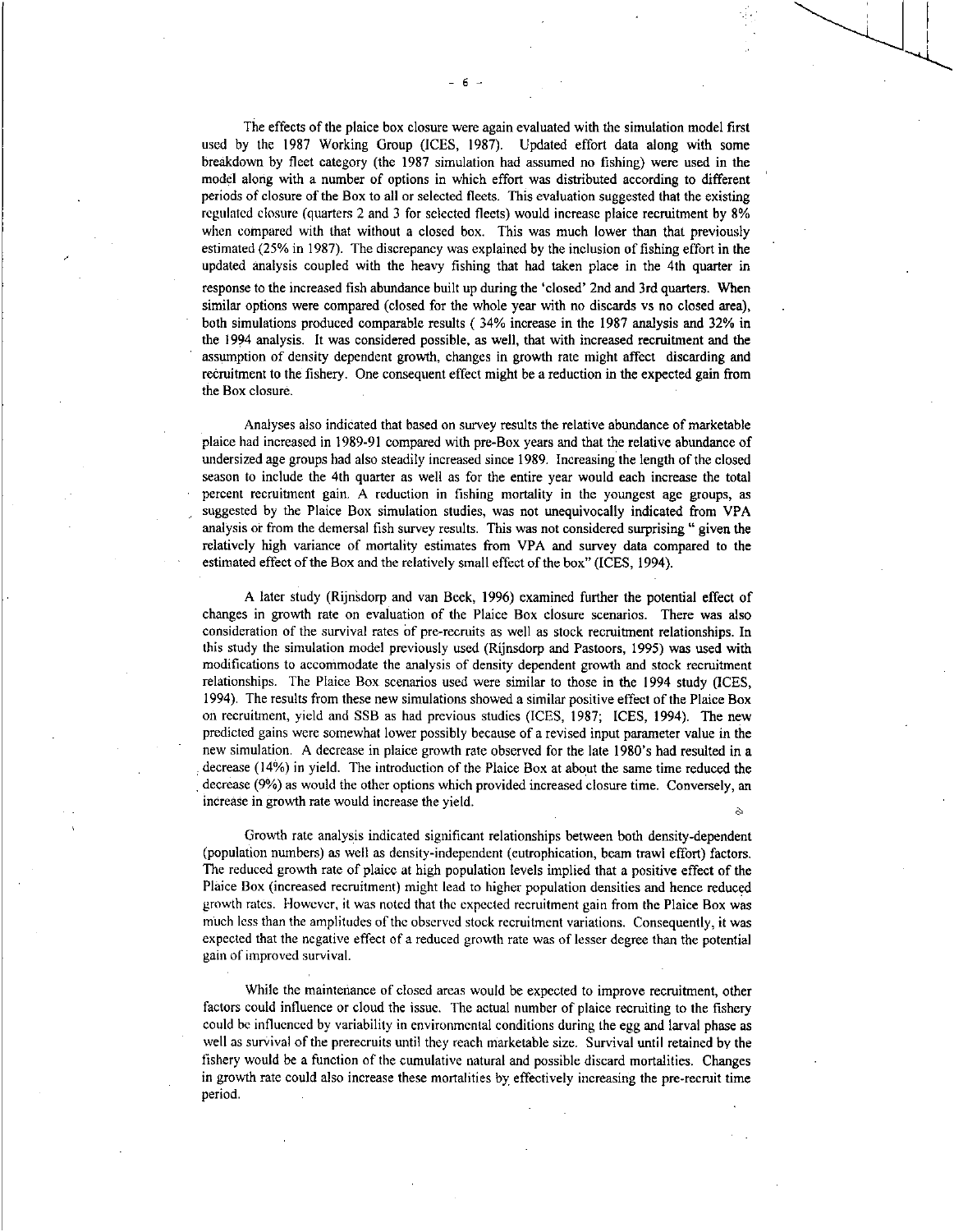The effects of the plaice box closure were again evaluated with the simulation model first used by the 1987 Working Group (ICES, 1987). Updated effort data along with some breakdown by fleet category (the 1987 simulation had assumed no fishing) were used in the model along with a number of options in which effort was distributed according to different periods of closure of the Box to all or selected fleets. This evaluation suggested that the existing regulated closure (quarters 2 and 3 for selected fleets) would increase plaice recruitment by 8% when compared with that without a closed box. This was much lower than that previously estimated (25% in 1987). The discrepancy was explained by the inclusion of fishing effort in the updated analysis coupled with the heavy fishing that had taken place in the 4th quarter in response to the increased fish abundance built up during the 'closed' 2nd and 3rd quarters. When similar options were compared (closed for the whole year with no discards vs no closed area), both simulations produced comparable results ( 34% increase in the 1987 analysis and 32% in the 1994 analysis. It was considered possible, as well, that with increased recruitment and the assumption of density dependent growth, changes in growth rate might affect discarding and recruitment to the fishery. One consequent effect might be a reduction in the expected gain from the Box closure.

Analyses also indicated that based on survey results the relative abundance of marketable plaice had increased in 1989-91 compared with pre-Box years and that the relative abundance of undersized age groups had also steadily increased since 1989. Increasing the length of the closed season to include the 4th quarter as well as for the entire year would each increase the total percent recruitment gain. A reduction in fishing mortality in the youngest age groups, as suggested by the Plaice Box simulation studies, was not unequivocally indicated from VPA analysis or from the demersal fish survey results. This was not considered surprising " given the relatively high variance of mortality estimates from VPA and survey data compared to the estimated effect of the Box and the relatively small effect of the box" (ICES, 1994).

A later study (Rijnsdorp and van Beek, 1996) examined further the potential effect of changes in growth rate on evaluation of the Plaice Box closure scenarios. There was also consideration of the survival rates of pre-recruits as well as stock recruitment relationships. In this study the simulation model previously used (Rijnsdorp and Pastoors, 1995) was used with modifications to accommodate the analysis of density dependent growth and stock recruitment relationships. The Plaice Box scenarios used were similar to those in the 1994 study (ICES, 1994). The results from these new simulations showed a similar positive effect of the Plaice Box on recruitment, yield and SSB as had previous studies (ICES, 1987; ICES, 1994). The new predicted gains were somewhat lower possibly because of a revised input parameter value in the new simulation. A decrease in plaice growth rate observed for the late 1980's had resulted in a decrease (14%) in yield. The introduction of the Plaice Box at about the same time reduced the decrease (9%) as would the other options which provided increased closure time. Conversely, an increase in growth rate would increase the yield.

Growth rate analysis indicated significant relationships between both density-dependent (population numbers) as well as density-independent (eutrophication, beam trawl effort) factors. The reduced growth rate of plaice at high population levels implied that a positive effect of the Plaice Box (increased recruitment) might lead to higher population densities and hence reduced growth rates. However, it was noted that the expected recruitment gain from the Plaice Box was much less than the amplitudes of the observed stock recruitment variations. Consequently, it was expected that the negative effect of a reduced growth rate was of lesser degree than the potential gain of improved survival.

While the maintenance of closed areas would be expected to improve recruitment, other factors could influence or cloud the issue. The actual number of plaice recruiting to the fishery could be influenced by variability in environmental conditions during the egg and larval phase as well as survival of the prerecruits until they reach marketable size. Survival until retained by the fishery would be a function of the cumulative natural and possible discard mortalities. Changes in growth rate could also increase these mortalities by effectively increasing the pre-recruit time period.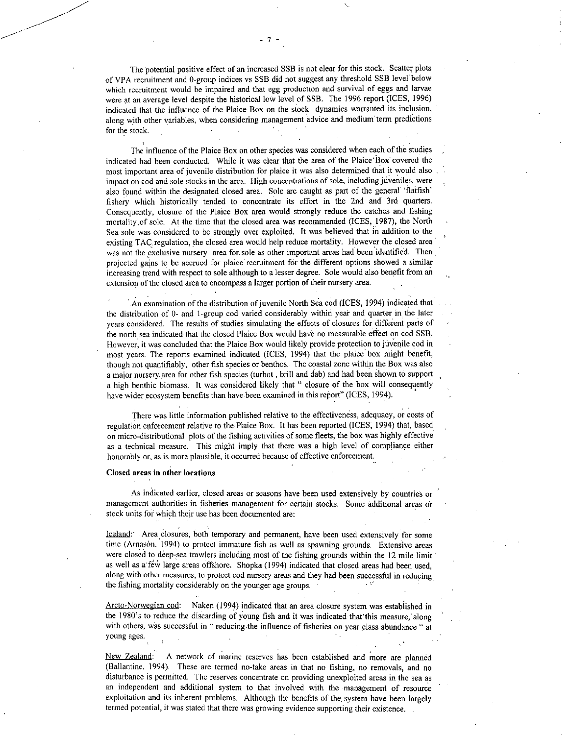The potential positive effect of an increased SSB is not clear for this stock. Scatter plots of VPA recruitment and 0-group indices vs SSB did not suggest any threshold SSB level below which recruitment would be impaired and that egg production and survival of eggs and larvae were at an average level despite the historical low level of SSB. The 1996 report (ICES, 1996) indicated that the influence of the Plaice Box on the stock dynamics warranted its inclusion, along with other variables, when considering management advice and medium term predictions for the stock.

The influence of the Plaice Box on other species was considered when each of the studies indicated had been conducted. While it was clear that the area of the Plaice Box covered the most important area of juvenile distribution for plaice it was also determined that it would also impact on cod and sole stocks in the area. High concentrations of sole, including juveniles, were also found within the designated closed area. Sole are caught as part of the general 'flatfish' fishery which historically tended to concentrate its effort in the 2nd and 3rd quarters. Consequently, closure of the Plaice Box area would strongly reduce the catches and fishing mortality of sole. At the time that the closed area was recommended (ICES, 1987), the North Sea sole was considered to be strongly over exploited. It was believed that in addition to the existing TAC regulation, the closed area would help reduce mortality. However the closed area was not the exclusive nursery area for sole as other important areas had been identified. Then projected gains to be accrued for plaice recruitment for the different options showed a similar increasing trend with respect to sole although to a lesser degree. Sole would also benefit from an extension of the closed area to encompass a larger portion of their nursery area.

An examination of the distribution of juvenile North Sea cod (ICES, 1994) indicated that the distribution of 0- and 1-group cod varied considerably within year and quarter in the later years considered. The results of studies simulating the effects of closures for different parts of the north sea indicated that the closed Plaice Box would have no measurable effect on cod SSB. However, it was concluded that the Plaice Box would likely provide protection to juvenile cod in most years. The reports examined indicated (ICES, 1994) that the plaice box might benefit, though not quantifiably, other fish species or benthos. The coastal zone within the Box was also a major nursery area for other fish species (turbot, brill and dab) and had been shown to support a high benthic biomass. It was considered likely that " closure of the box will consequently have wider ecosystem benefits than have been examined in this report" (ICES, 1994).

There was little information published relative to the effectiveness, adequacy, or costs of regulation enforcement relative to the Plaice Box. It has been reported (ICES, 1994) that, based on micro-distributional plots of the fishing activities of some fleets, the box was highly effective as a technical measure. This might imply that there was a high level of compliance either honorably or, as is more plausible, it occurred because of effective enforcement.

**Closed areas in other locations**

As indicated earlier, closed areas or seasons have been used extensively by countries or management authorities in fisheries management for certain stocks. Some additional areas or stock units for which their use has been documented are:

Iceland: Area closures, both temporary and permanent, have been used extensively for some time (Arnasón, 1994) to protect immature fish as well as spawning grounds. Extensive areas were closed to deep-sea trawlers including most of the fishing grounds within the 12 mile limit as well as a few large areas offshore. Shopka (1994) indicated that closed areas had been used, along with other measures, to protect cod nursery areas and they had been successful in reducing the fishing mortality considerably on the younger age groups.

Arcto-Norwegian cod: Naken (1994) indicated that an area closure system was established in the 1980's to reduce the discarding of young fish and it was indicated that this measure, along with others, was successful in " reducing the influence of fisheries on year class abundance " at young ages.

New Zealand: A network of marine reserves has been established and more are planned (Ballantine, 1994). These are termed no-take areas in that no fishing, no removals, and no disturbance is permitted. The reserves concentrate on providing unexploited areas in the sea as an independent and additional system to that involved with the management of resource exploitation and its inherent problems. Although the benefits of the system have been largely termed potential, it was stated that there was growing evidence supporting their existence.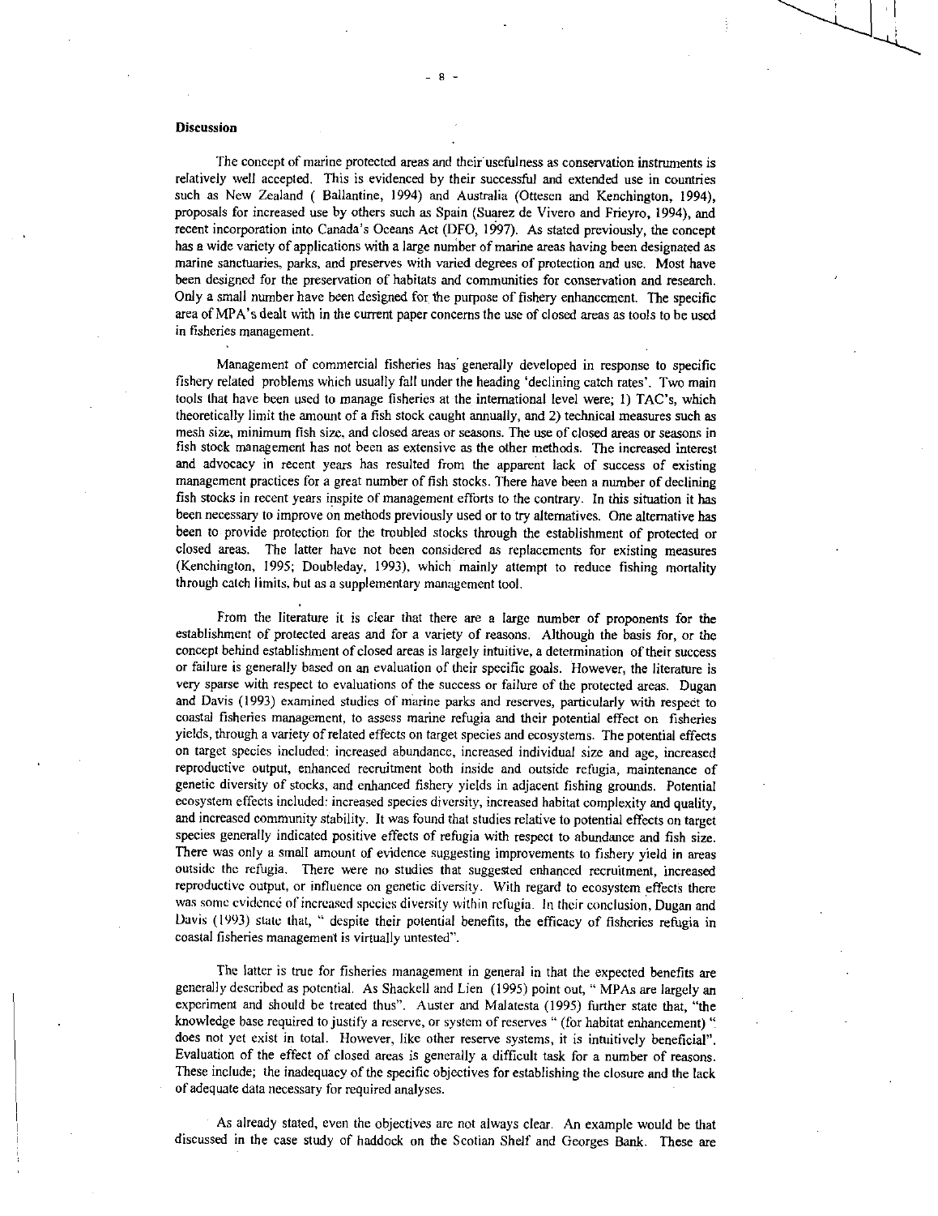**Discussion**

The concept of marine protected areas and their usefulness as conservation instruments is relatively well accepted. This is evidenced by their successful and extended use in countries such as New Zealand ( Ballantine, 1994) and Australia (Ottesen and Kenchington, 1994), proposals for increased use by others such as Spain (Suarez de Vivero and Frieyro, 1994), and recent incorporation into Canada's Oceans Act (DFO, 1997). As stated previously, the concept has a wide variety of applications with a large number of marine areas having been designated as marine sanctuaries, parks, and preserves with varied degrees of protection and use. Most have been designed for the preservation of habitats and communities for conservation and research. Only a small number have been designed for the purpose of fishery enhancement. The specific area of MPA's dealt with in the current paper concerns the use of closed areas as tools to be used in fisheries management.

Management of commercial fisheries has generally developed in response to specific fishery related problems which usually fall under the heading 'declining catch rates'. Two main tools that have been used to manage fisheries at the international level were; 1) TAC's, which theoretically limit the amount of a fish stock caught annually, and 2) technical measures such as mesh size, minimum fish size, and closed areas or seasons. The use of closed areas or seasons in fish stock management has not been as extensive as the other methods. The increased interest and advocacy in recent years has resulted from the apparent lack of success of existing management practices for a great number of fish stocks. There have been a number of declining fish stocks in recent years inspite of management efforts to the contrary. In this situation it has been necessary to improve on methods previously used or to try alternatives. One alternative has been to provide protection for the troubled stocks through the establishment of protected or closed areas. The latter have not been considered as replacements for existing measures (Kenchington, 1995; Doubleday, 1993), which mainly attempt to reduce fishing mortality through catch limits, but as a supplementary management tool.

From the literature it is clear that there are a large number of proponents for the establishment of protected areas and for a variety of reasons. Although the basis for, or the concept behind establishment of closed areas is largely intuitive, a determination of their success or failure is generally based on an evaluation of their specific goals. However, the literature is very sparse with respect to evaluations of the success or failure of the protected areas. Dugan and Davis (1993) examined studies of marine parks and reserves, particularly with respect to coastal fisheries management, to assess marine refugia and their potential effect on fisheries yields, through a variety of related effects on target species and ecosystems. The potential effects on target species included: increased abundance, increased individual size and age, increased reproductive output, enhanced recruitment both inside and outside refugia, maintenance of genetic diversity of stocks, and enhanced fishery yields in adjacent fishing grounds. Potential ecosystem effects included: increased species diversity, increased habitat complexity and quality, and increased community stability. It was found that studies relative to potential effects on target species generally indicated positive effects of refugia with respect to abundance and fish size. There was only a small amount of evidence suggesting improvements to fishery yield in areas outside the refugia. There were no studies that suggested enhanced recruitment, increased reproductive output, or influence on genetic diversity. With regard to ecosystem effects there was some evidence of increased species diversity within refugia. In their conclusion, Dugan and Davis (1993) state that, " despite their potential benefits, the efficacy of fisheries refugia in coastal fisheries management is virtually untested".

The latter is true for fisheries management in general in that the expected benefits are generally described as potential. As Shackell and Lien (1995) point out, " MPAs are largely an experiment and should be treated thus". Auster and Malatesta (1995) further state that, "the knowledge base required to justify a reserve, or system of reserves " (for habitat enhancement) " does not yet exist in total. However, like other reserve systems, it is intuitively beneficial". Evaluation of the effect of closed areas is generally a difficult task for a number of reasons. These include; the inadequacy of the specific objectives for establishing the closure and the lack of adequate data necessary for required analyses.

As already stated, even the objectives are not always clear. An example would be that discussed in the case study of haddock on the Scotian Shelf and Georges Bank. These are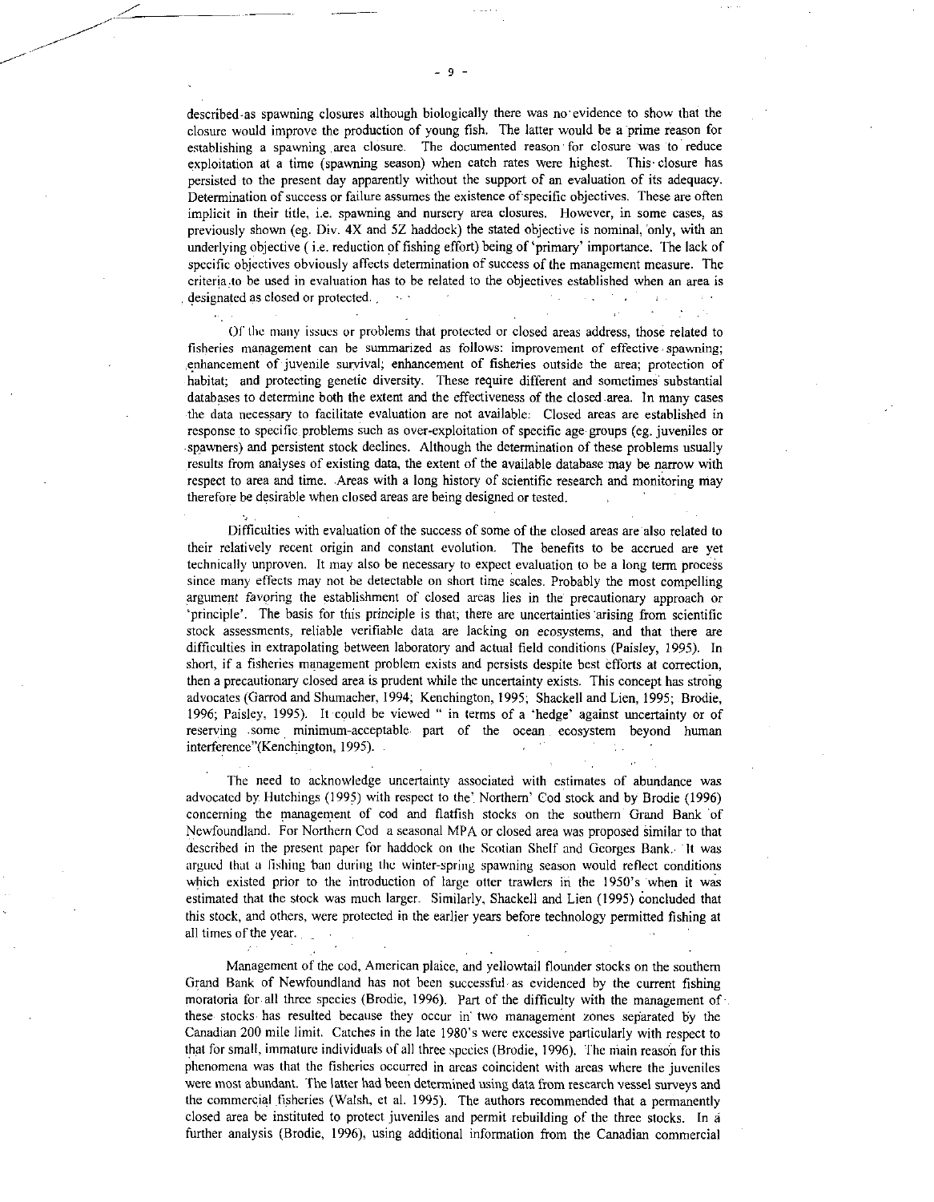described as spawning closures although biologically there was no evidence to show that the closure would improve the production of young fish. The latter would be a prime reason for establishing a spawning area closure. The documented reason for closure was to reduce exploitation at a time (spawning season) when catch rates were highest. This closure has persisted to the present day apparently without the support of an evaluation of its adequacy. Determination of success or failure assumes the existence of specific objectives. These are often implicit in their title, i.e. spawning and nursery area closures. However, in some cases, as previously shown (eg. Div. 4X and 5Z haddock) the stated objective is nominal, only, with an underlying objective ( i.e. reduction of fishing effort) being of 'primary' importance. The lack of specific objectives obviously affects determination of success of the management measure. The criteria to be used in evaluation has to be related to the objectives established when an area is designated as closed or protected.

Of the many issues or problems that protected or closed areas address, those related to fisheries management can be summarized as follows: improvement of effective spawning; enhancement of juvenile survival; enhancement of fisheries outside the area; protection of habitat; and protecting genetic diversity. These require different and sometimes substantial databases to determine both the extent and the effectiveness of the closed area. In many cases the data necessary to facilitate evaluation are not available. Closed areas are established in response to specific problems such as over-exploitation of specific age groups (eg. juveniles or spawners) and persistent stock declines. Although the determination of these problems usually results from analyses of existing data, the extent of the available database may be narrow with respect to area and time. Areas with a long history of scientific research and monitoring may therefore be desirable when closed areas are being designed or tested.

Difficulties with evaluation of the success of some of the closed areas are also related to their relatively recent origin and constant evolution. The benefits to be accrued are yet technically unproven. It may also be necessary to expect evaluation to be a long term process since many effects may not be detectable on short time scales. Probably the most compelling argument favoring the establishment of closed areas lies in the precautionary approach or 'principle'. The basis for this principle is that; there are uncertainties arising from scientific stock assessments, reliable verifiable data are lacking on ecosystems, and that there are difficulties in extrapolating between laboratory and actual field conditions (Paisley, 1995). In short, if a fisheries management problem exists and persists despite best efforts at correction, then a precautionary closed area is prudent while the uncertainty exists. This concept has strong advocates (Garrod and Shumacher, 1994; Kenchington, 1995; Shackell and Lien, 1995; Brodie, 1996; Paisley, 1995). It could be viewed " in terms of a 'hedge' against uncertainty or of reserving some minimum-acceptable part of the ocean ecosystem beyond human interference"(Kenchington, 1995).

The need to acknowledge uncertainty associated with estimates of abundance was advocated by Hutchings (1995) with respect to the 'Northern' Cod stock and by Brodie (1996) concerning the management of cod and flatfish stocks on the southern Grand Bank of Newfoundland. For Northern Cod a seasonal MPA or closed area was proposed similar to that described in the present paper for haddock on the Scotian Shelf and Georges Bank. It was argued that a fishing ban during the winter-spring spawning season would reflect conditions which existed prior to the introduction of large otter trawlers in the 1950's when it was estimated that the stock was much larger. Similarly, Shackell and Lien (1995) concluded that this stock, and others, were protected in the earlier years before technology permitted fishing at all times of the year.

Management of the cod, American plaice, and yellowtail flounder stocks on the southern Grand Bank of Newfoundland has not been successful as evidenced by the current fishing moratoria for all three species (Brodie, 1996). Part of the difficulty with the management of these stocks has resulted because they occur in two management zones separated by the Canadian 200 mile limit. Catches in the late 1980's were excessive particularly with respect to that for small, immature individuals of all three species (Brodie, 1996). The main reason for this phenomena was that the fisheries occurred in areas coincident with areas where the juveniles were most abundant. The latter had been determined using data from research vessel surveys and the commercial fisheries (Walsh, et al. 1995). The authors recommended that a permanently closed area be instituted to protect juveniles and permit rebuilding of the three stocks. In a further analysis (Brodie, 1996), using additional information from the Canadian commercial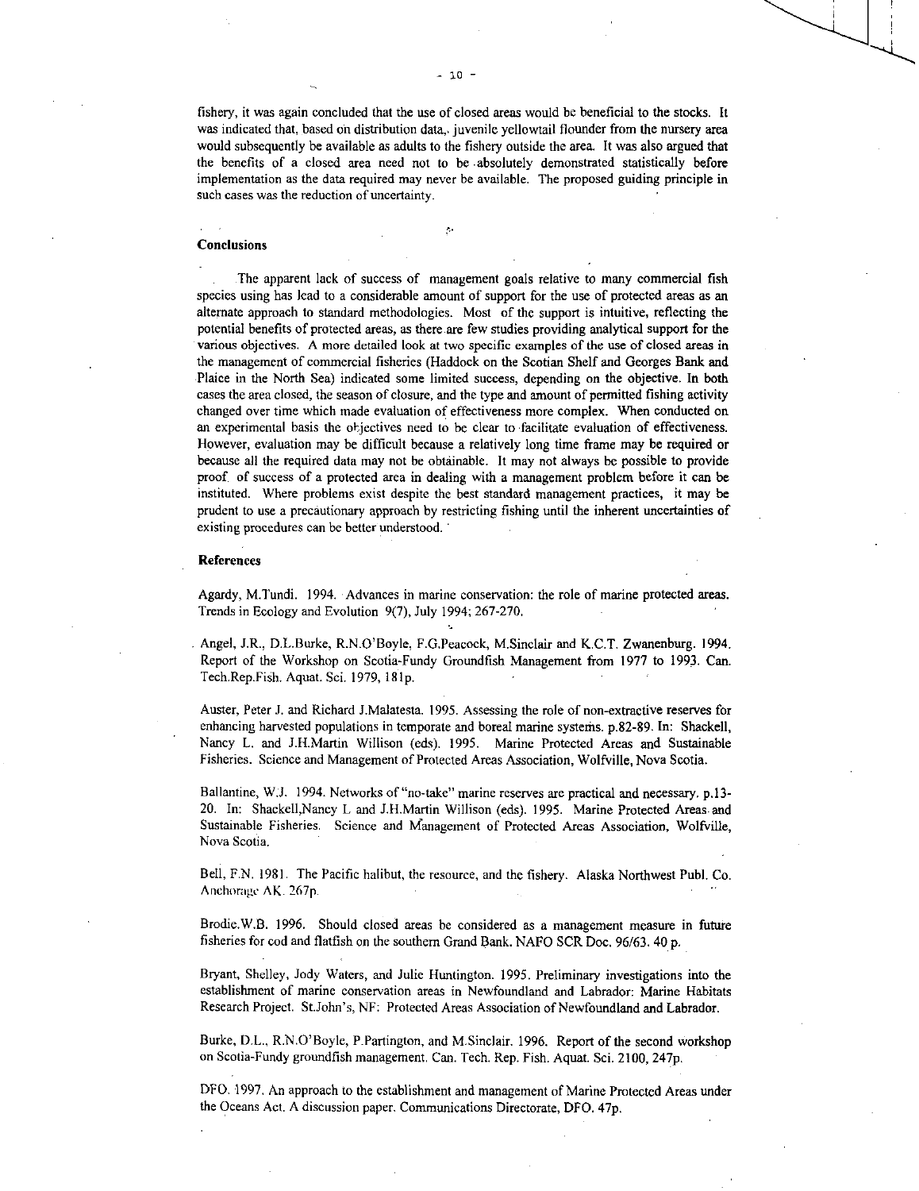fishery, it was again concluded that the use of closed areas would be beneficial to the stocks. It was indicated that, based on distribution data, juvenile yellowtail flounder from the nursery area would subsequently be available as adults to the fishery outside the area. It was also argued that the benefits of a closed area need not to be absolutely demonstrated statistically before implementation as the data required may never be available. The proposed guiding principle in such cases was the reduction of uncertainty.

## Conclusions

The apparent lack of success of management goals relative to many commercial fish species using has lead to a considerable amount of support for the use of protected areas as an alternate approach to standard methodologies. Most of the support is intuitive, reflecting the potential benefits of protected areas, as there are few studies providing analytical support for the various objectives. A more detailed look at two specific examples of the use of closed areas in the management of commercial fisheries (Haddock on the Scotian Shelf and Georges Bank and Plaice in the North Sea) indicated some limited success, depending on the objective. In both cases the area closed, the season of closure, and the type and amount of permitted fishing activity changed over time which made evaluation of effectiveness more complex. When conducted on an experimental basis the objectives need to be clear to facilitate evaluation of effectiveness. However, evaluation may be difficult because a relatively long time frame may be required or because all the required data may not be obtainable. It may not always be possible to provide proof of success of a protected area in dealing with a management problem before it can be instituted. Where problems exist despite the best standard management practices, it may be prudent to use a precautionary approach by restricting fishing until the inherent uncertainties of existing procedures can be better understood.

## References

Agardy, M.Tundi. 1994. Advances in marine conservation: the role of marine protected areas. Trends in Ecology and Evolution 9(7), July 1994; 267-270.

Angel, J.R., D.L.Burke, R.N.O'Boyle, F.G.Peacock, M.Sinclair and K.C.T. Zwanenburg. 1994. Report of the Workshop on Scotia-Fundy Groundfish Management from 1977 to 1993. Can. Tech.Rep.Fish. Aquat. Sci. 1979, 181p.

Auster, Peter J. and Richard J.Malatesta. 1995. Assessing the role of non-extractive reserves for enhancing harvested populations in temporate and boreal marine systems. p.82-89. In: Shackell, Nancy L. and J.H.Martin Willison (eds). 1995. Marine Protected Areas and Sustainable Fisheries. Science and Management of Protected Areas Association, Wolfville, Nova Scotia.

Ballantine, W.J. 1994. Networks of "no-take" marine reserves are practical and necessary. p.13-20. In: Shackell,Nancy L and J.H.Martin Willison (eds). 1995. Marine Protected Areas and Sustainable Fisheries. Science and Management of Protected Areas Association, Wolfville, Nova Scotia.

Bell, F.N. 1981. The Pacific halibut, the resource, and the fishery. Alaska Northwest Publ. Co. Anchorage AK. 267p.

Brodie.W.B. 1996. Should closed areas be considered as a management measure in future fisheries for cod and flatfish on the southern Grand Bank. NAFO SCR Doc. 96/63. 40 p.

Bryant, Shelley, Jody Waters, and Julie Huntington. 1995. Preliminary investigations into the establishment of marine conservation areas in Newfoundland and Labrador: Marine Habitats Research Project. St.John's, NF: Protected Areas Association of Newfoundland and Labrador.

Burke, D.L., R.N.O'Boyle, P.Partington, and M.Sinclair. 1996. Report of the second workshop on Scotia-Fundy groundfish management. Can. Tech. Rep. Fish. Aquat. Sci. 2100, 247p.

DFO. 1997. An approach to the establishment and management of Marine Protected Areas under the Oceans Act. A discussion paper. Communications Directorate, DFO. 47p.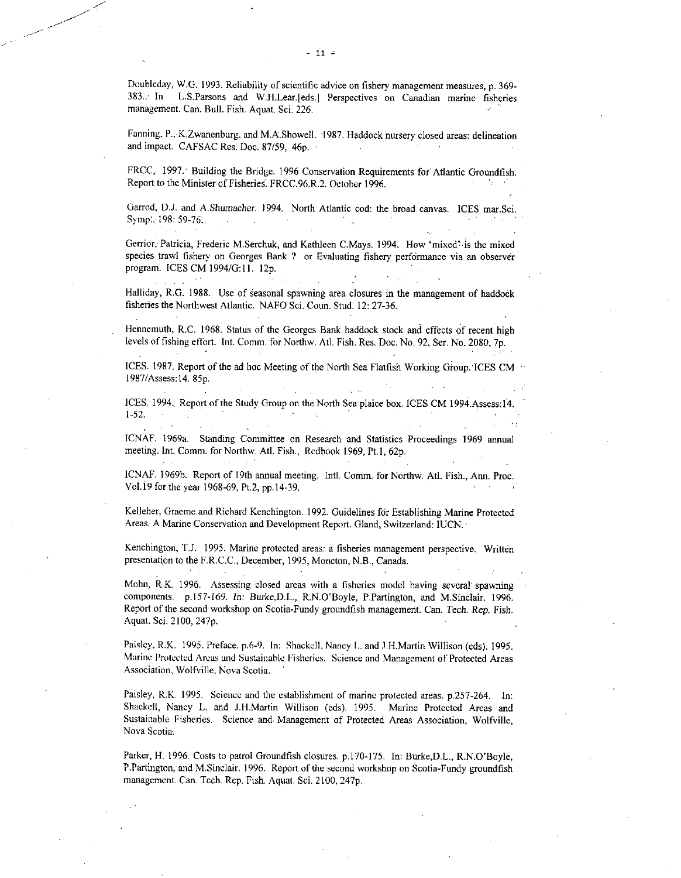Doubleday, W.G. 1993. Reliability of scientific advice on fishery management measures, p. 369-383. In L.S.Parsons and W.H.Lear.[eds.] Perspectives on Canadian marine fisheries management. Can. Bull. Fish. Aquat. Sci. 226.

Fanning, P., K.Zwanenburg, and M.A.Showell. 1987. Haddock nursery closed areas: delineation and impact. CAFSAC Res. Doc. 87/59, 46p.

FRCC, 1997. Building the Bridge. 1996 Conservation Requirements for Atlantic Groundfish. Report to the Minister of Fisheries. FRCC.96.R.2. October 1996.

Garrod, D.J. and A.Shumacher. 1994. North Atlantic cod: the broad canvas. ICES mar.Sci. Symp. 198: 59-76.

Gerrior, Patricia, Frederic M.Serchuk, and Kathleen C.Mays. 1994. How 'mixed' is the mixed species trawl fishery on Georges Bank ? or Evaluating fishery performance via an observer program. ICES CM 1994/G:11. 12p.

Halliday, R.G. 1988. Use of seasonal spawning area closures in the management of haddock fisheries the Northwest Atlantic. NAFO Sci. Coun. Stud. 12: 27-36.

Hennemuth, R.C. 1968. Status of the Georges Bank haddock stock and effects of recent high levels of fishing effort. Int. Comm. for Northw. Atl. Fish. Res. Doc. No. 92, Ser. No. 2080, 7p.

ICES. 1987. Report of the ad hoc Meeting of the North Sea Flatfish Working Group. ICES CM 1987/Assess:14. 85p.

ICES. 1994. Report of the Study Group on the North Sea plaice box. ICES CM 1994.Assess:14. 1-52.

ICNAF. 1969a. Standing Committee on Research and Statistics Proceedings 1969 annual meeting. Int. Comm. for Northw. Atl. Fish., Redbook 1969, Pt.1, 62p.

ICNAF. 1969b. Report of 19th annual meeting. Intl. Comm. for Northw. Atl. Fish., Ann. Proc. Vol.19 for the year 1968-69, Pt.2, pp.14-39.

Kelleher, Graeme and Richard Kenchington. 1992. Guidelines for Establishing Marine Protected Areas. A Marine Conservation and Development Report. Gland, Switzerland: IUCN.

Kenchington, T.J. 1995. Marine protected areas: a fisheries management perspective. Written presentation to the F.R.C.C., December, 1995, Moncton, N.B., Canada.

Mohn, R.K. 1996. Assessing closed areas with a fisheries model having several spawning components. p.157-169. *In:* Burke,D.L., R.N.O'Boyle, P.Partington, and M.Sinclair. 1996. Report of the second workshop on Scotia-Fundy groundfish management. Can. Tech. Rep. Fish. Aquat. Sci. 2100, 247p.

Paisley, R.K. 1995. Preface. p.6-9. In: Shackell, Nancy L. and J.H.Martin Willison (eds). 1995. Marine Protected Areas and Sustainable Fisheries. Science and Management of Protected Areas Association, Wolfville, Nova Scotia.

Paisley, R.K. 1995. Science and the establishment of marine protected areas. p.257-264. In: Shackell, Nancy L. and J.H.Martin Willison (eds). 1995. Marine Protected Areas and Sustainable Fisheries. Science and Management of Protected Areas Association, Wolfville, Nova Scotia.

Parker, H. 1996. Costs to patrol Groundfish closures. p.170-175. In: Burke,D.L., R.N.O'Boyle, P.Partington, and M.Sinclair. 1996. Report of the second workshop on Scotia-Fundy groundfish management. Can. Tech. Rep. Fish. Aquat. Sci. 2100, 247p.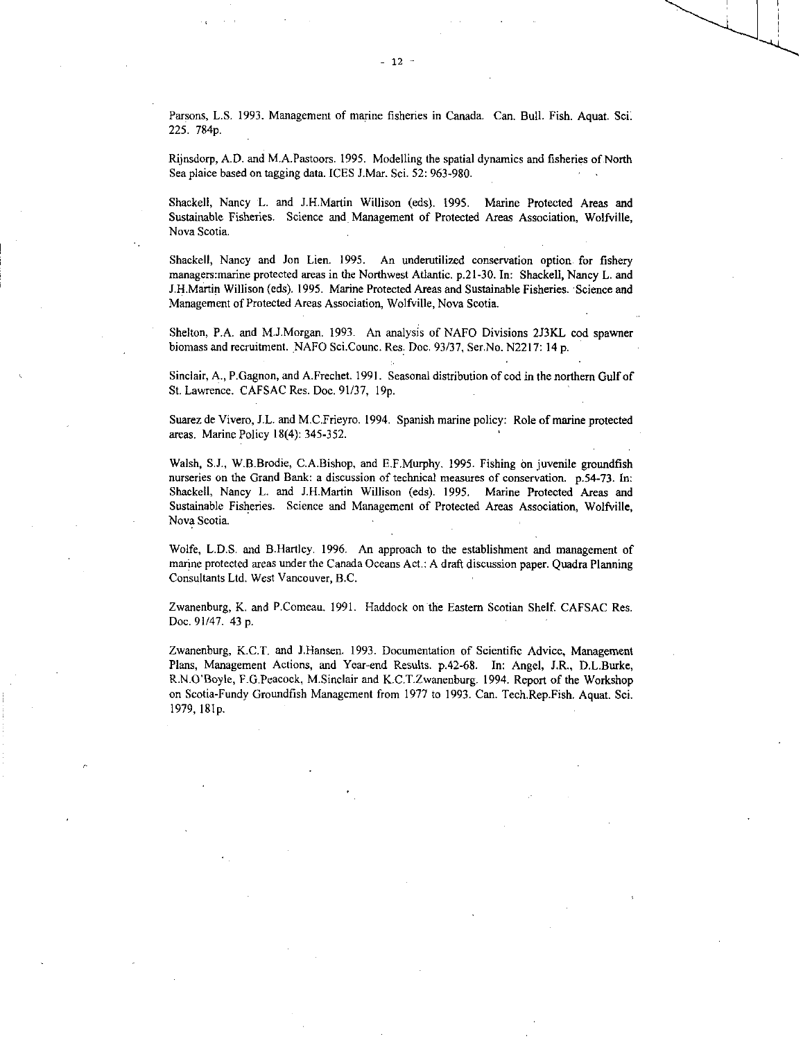Parsons, L.S. 1993. Management of marine fisheries in Canada. Can. Bull. Fish. Aquat. Sci. 225. 784p.

Rijnsdorp, A.D. and M.A.Pastoors. 1995. Modelling the spatial dynamics and fisheries of North Sea plaice based on tagging data. ICES J.Mar. Sci. 52: 963-980.

Shackell, Nancy L. and J.H.Martin Willison (eds). 1995. Marine Protected Areas and Sustainable Fisheries. Science and Management of Protected Areas Association, Wolfville, Nova Scotia.

Shackell, Nancy and Jon Lien. 1995. An underutilized conservation option for fishery managers:marine protected areas in the Northwest Atlantic. p.21-30. In: Shackell, Nancy L. and J.H.Martin Willison (eds). 1995. Marine Protected Areas and Sustainable Fisheries. Science and Management of Protected Areas Association, Wolfville, Nova Scotia.

Shelton, P.A. and M.J.Morgan. 1993. An analysis of NAFO Divisions 2J3KL cod spawner biomass and recruitment. NAFO Sci.Counc. Res. Doc. 93/37, Ser.No. N2217: 14 p.

Sinclair, A., P.Gagnon, and A.Frechet. 1991. Seasonal distribution of cod in the northern Gulf of St. Lawrence. CAFSAC Res. Doc. 91/37, 19p.

Suarez de Vivero, J.L. and M.C.Frieyro. 1994. Spanish marine policy: Role of marine protected areas. Marine Policy 18(4): 345-352.

Walsh, S.J., W.B.Brodie, C.A.Bishop, and E.F.Murphy. 1995. Fishing on juvenile groundfish nurseries on the Grand Bank: a discussion of technical measures of conservation. p.54-73. In: Shackell, Nancy L. and J.H.Martin Willison (eds). 1995. Marine Protected Areas and Sustainable Fisheries. Science and Management of Protected Areas Association, Wolfville, Nova Scotia.

Wolfe, L.D.S. and B.Hartley. 1996. An approach to the establishment and management of marine protected areas under the Canada Oceans Act.: A draft discussion paper. Quadra Planning Consultants Ltd. West Vancouver, B.C.

Zwanenburg, K. and P.Comeau. 1991. Haddock on the Eastern Scotian Shelf. CAFSAC Res. Doc. 91/47. 43 p.

Zwanenburg, K.C.T. and J.Hansen. 1993. Documentation of Scientific Advice, Management Plans, Management Actions, and Year-end Results. p.42-68. In: Angel, J.R., D.L.Burke, R.N.O'Boyle, F.G.Peacock, M.Sinclair and K.C.T.Zwanenburg. 1994. Report of the Workshop on Scotia-Fundy Groundfish Management from 1977 to 1993. Can. Tech.Rep.Fish. Aquat. Sci. 1979, 181p.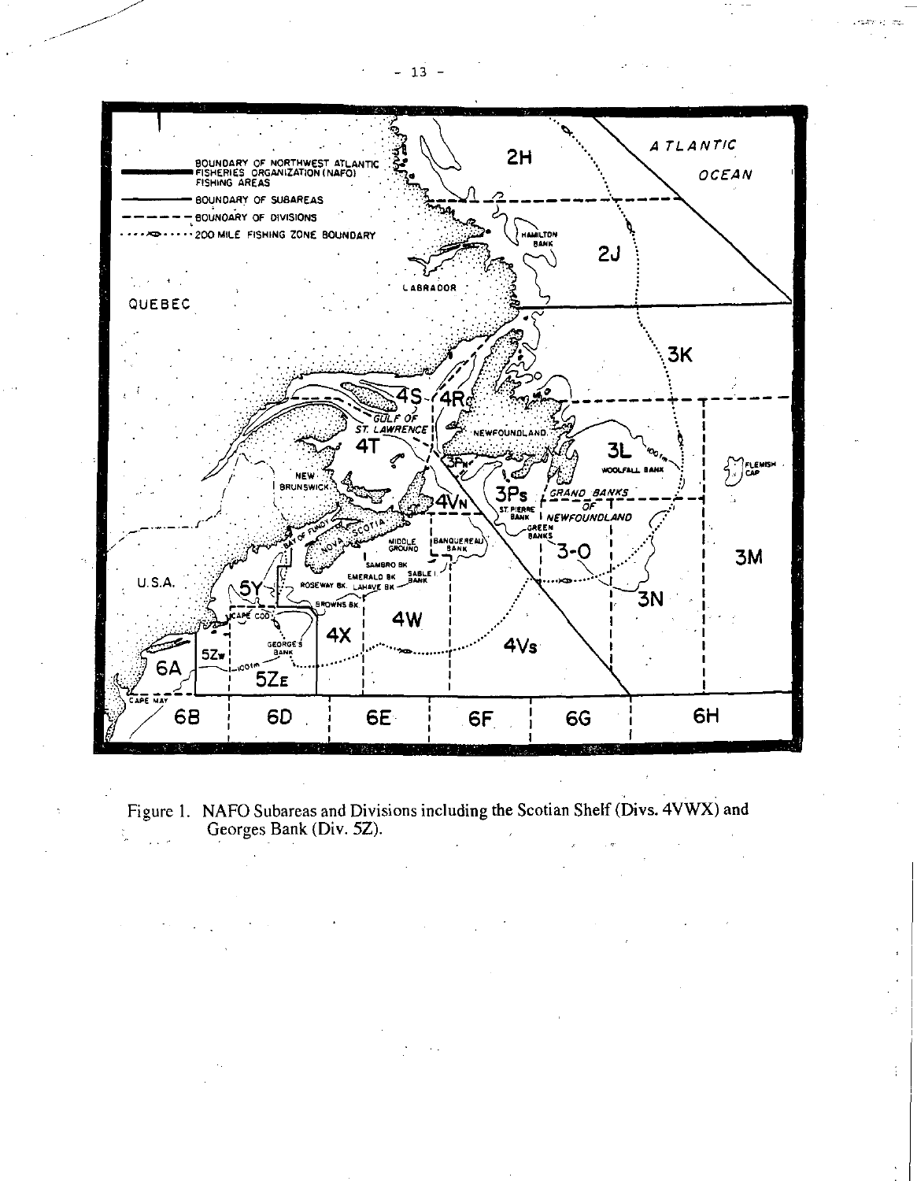Figure 1. NAFO Subareas and Divisions including the Scotian Shelf (Divs. 4VWX) and Georges Bank (Div. 5Z).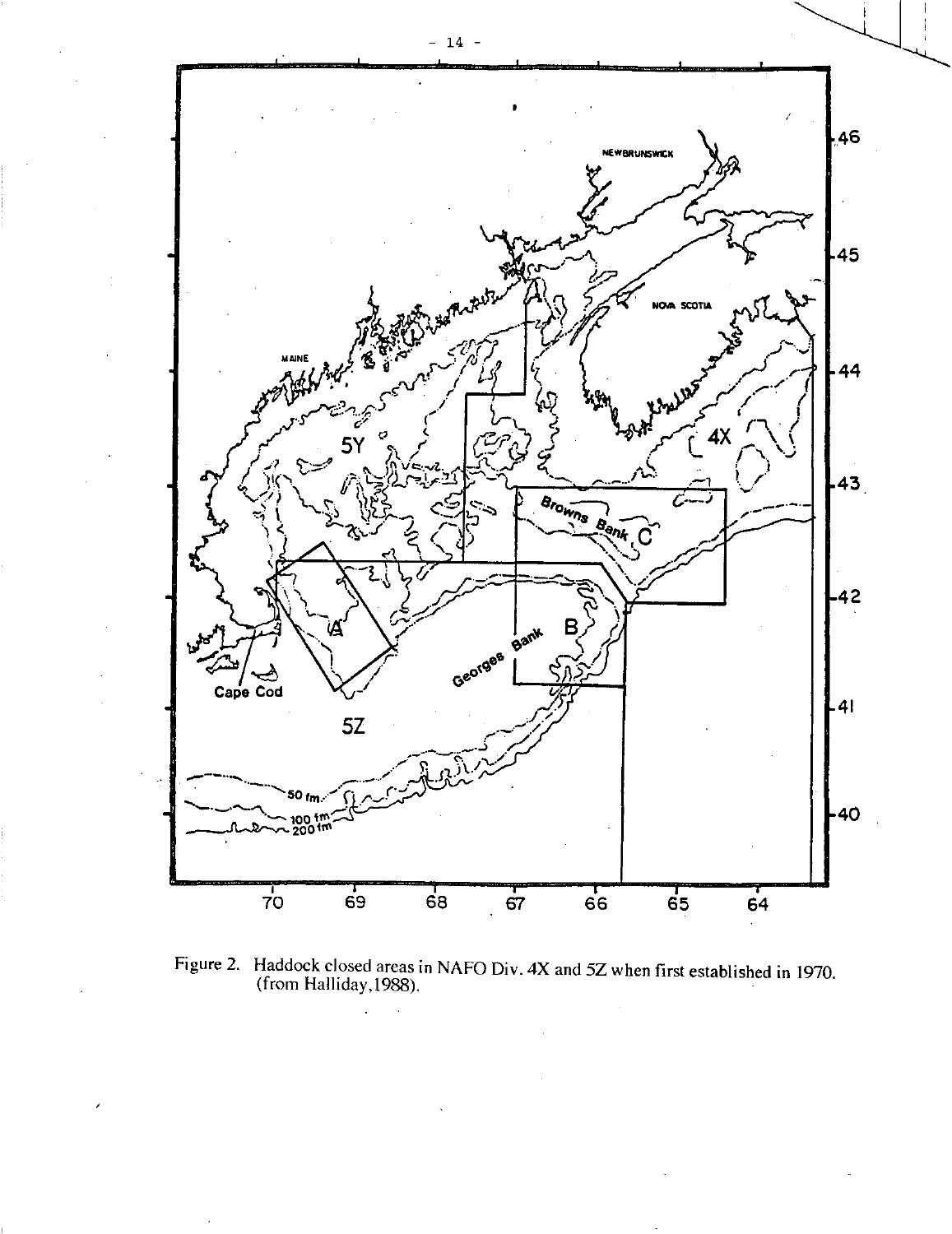Figure 2. Haddock closed areas in NAFO Div. 4X and 5Z when first established in 1970. (from Halliday,1988).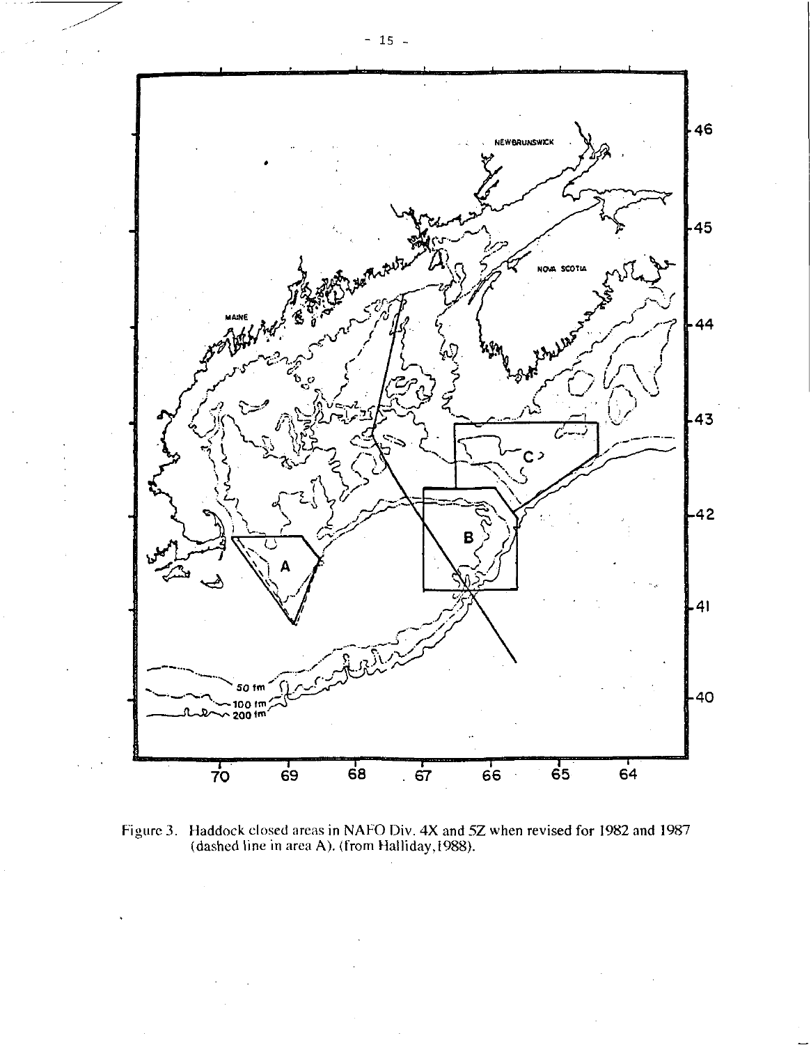Figure 3. Haddock closed areas in NAFO Div. 4X and 5Z when revised for 1982 and 1987 (dashed line in area A). (from Halliday, 1988).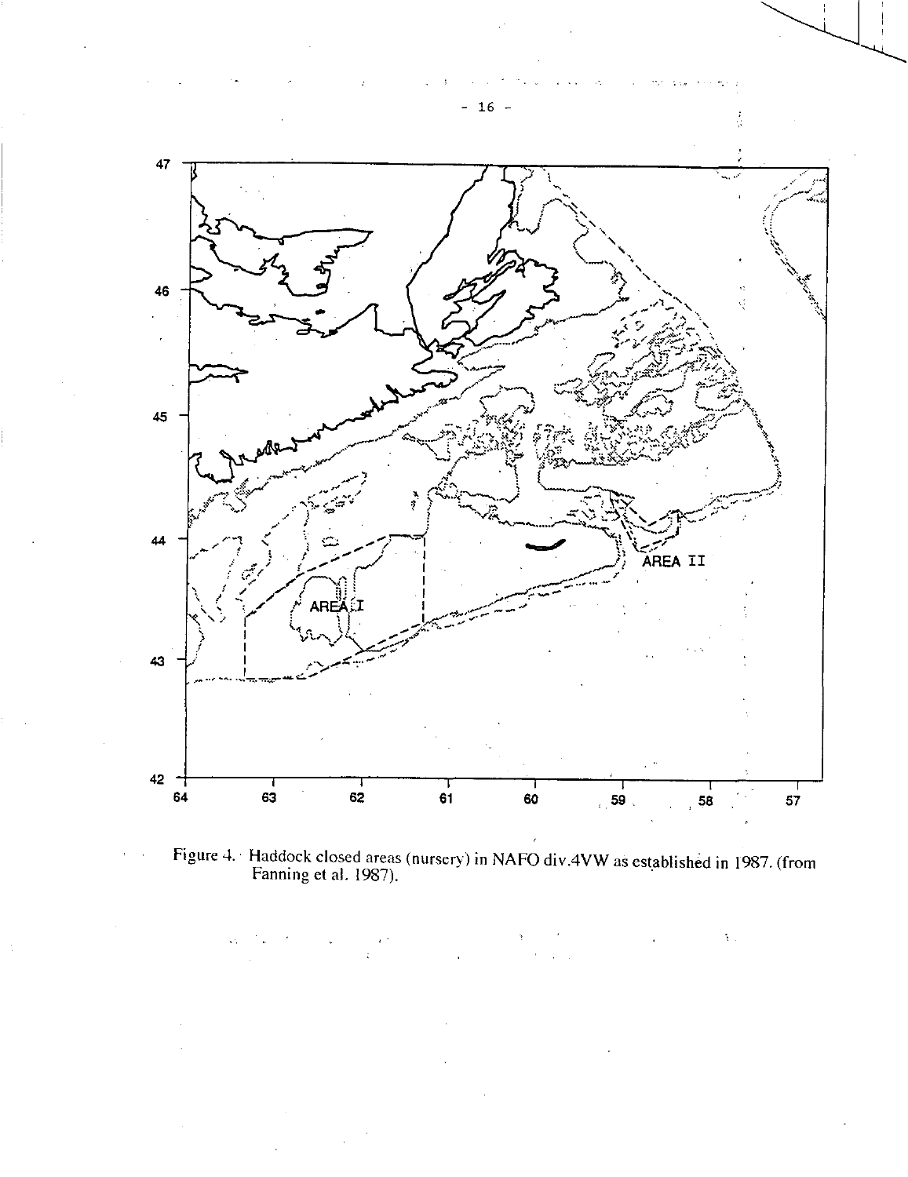Figure 4. Haddock closed areas (nursery) in NAFO div.4VW as established in 1987. (from Fanning et al. 1987).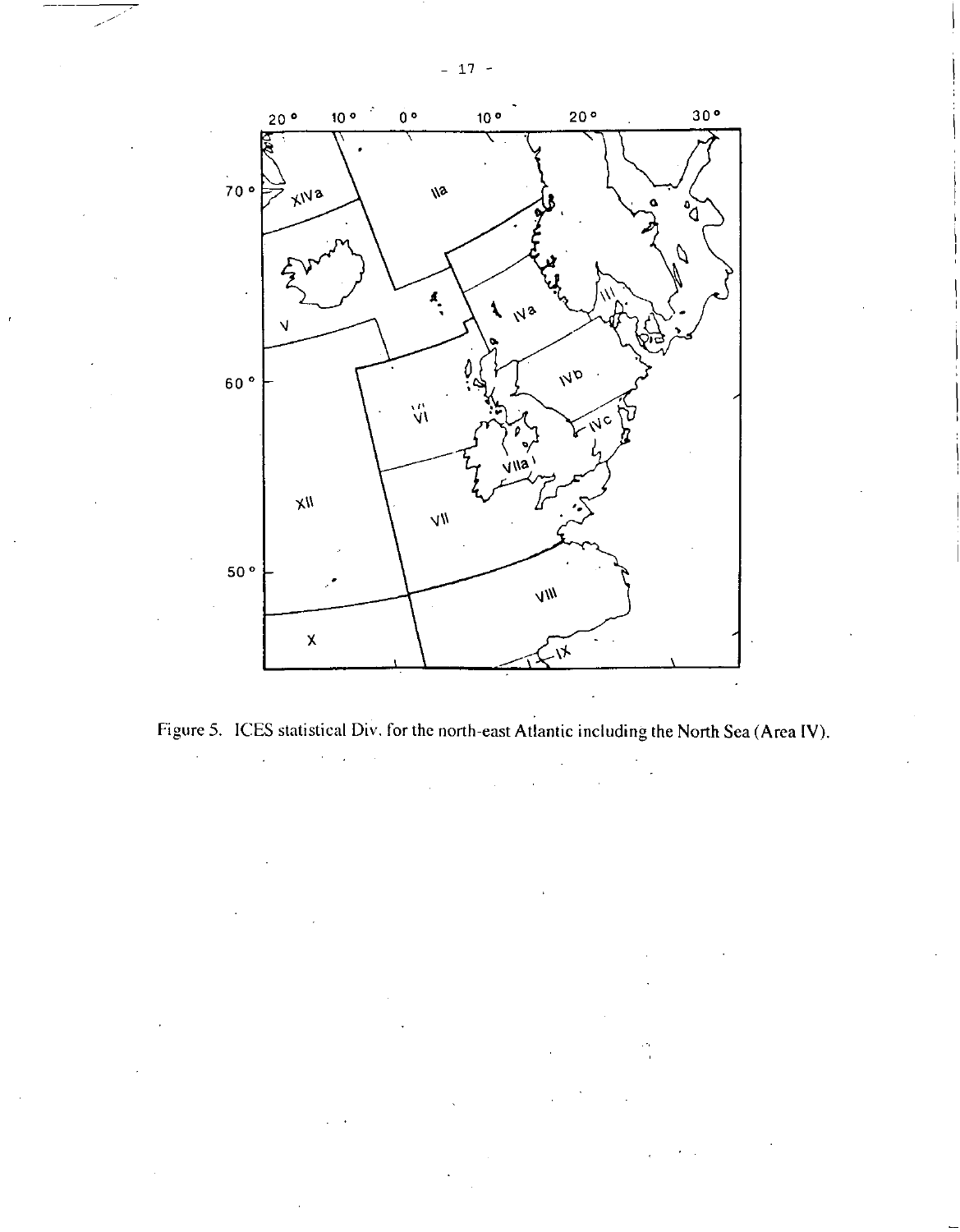Figure 5. ICES statistical Div. for the north-east Atlantic including the North Sea (Area IV).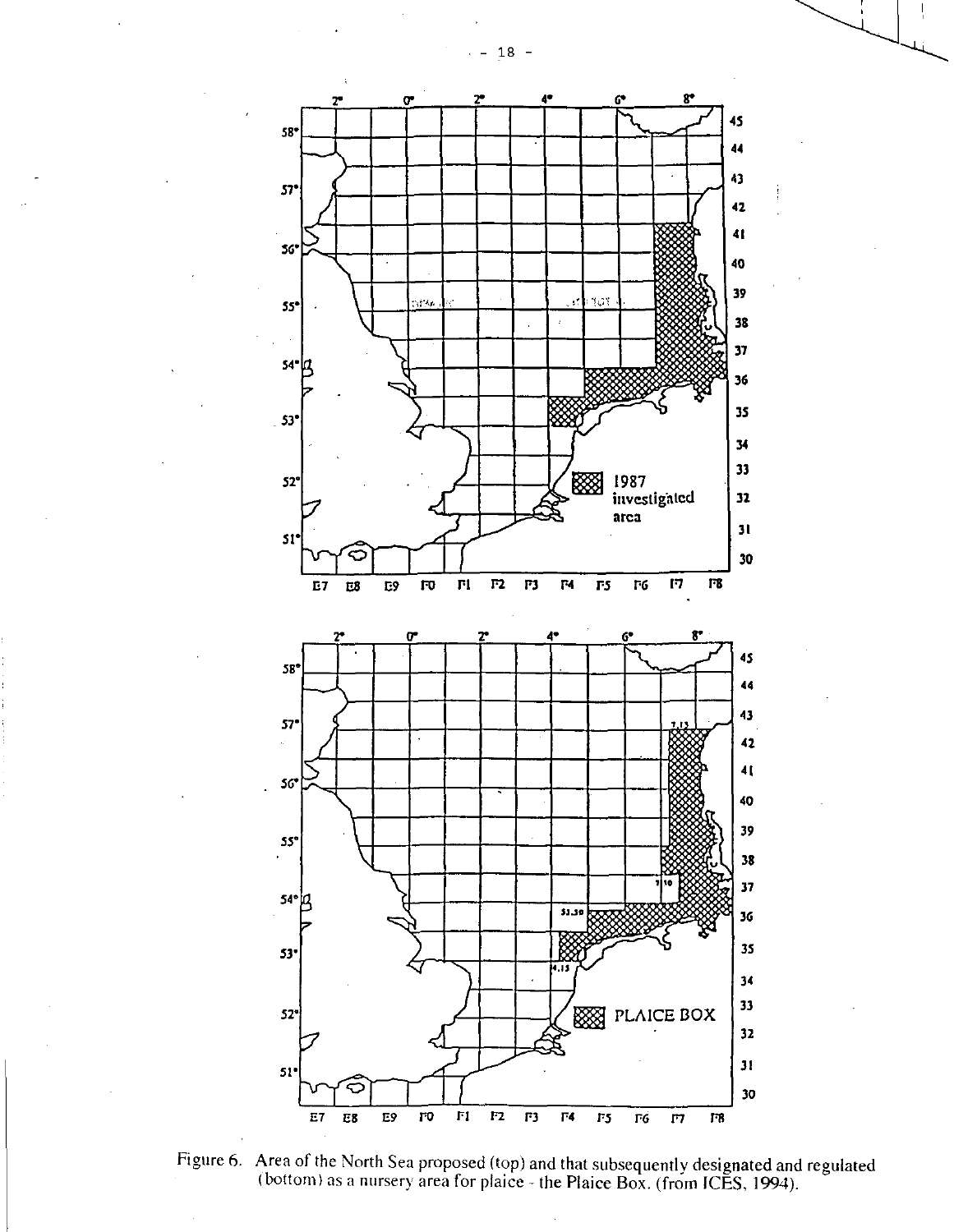Figure 6. Area of the North Sea proposed (top) and that subsequently designated and regulated (bottom) as a nursery area for plaice - the Plaice Box. (from ICES, 1994).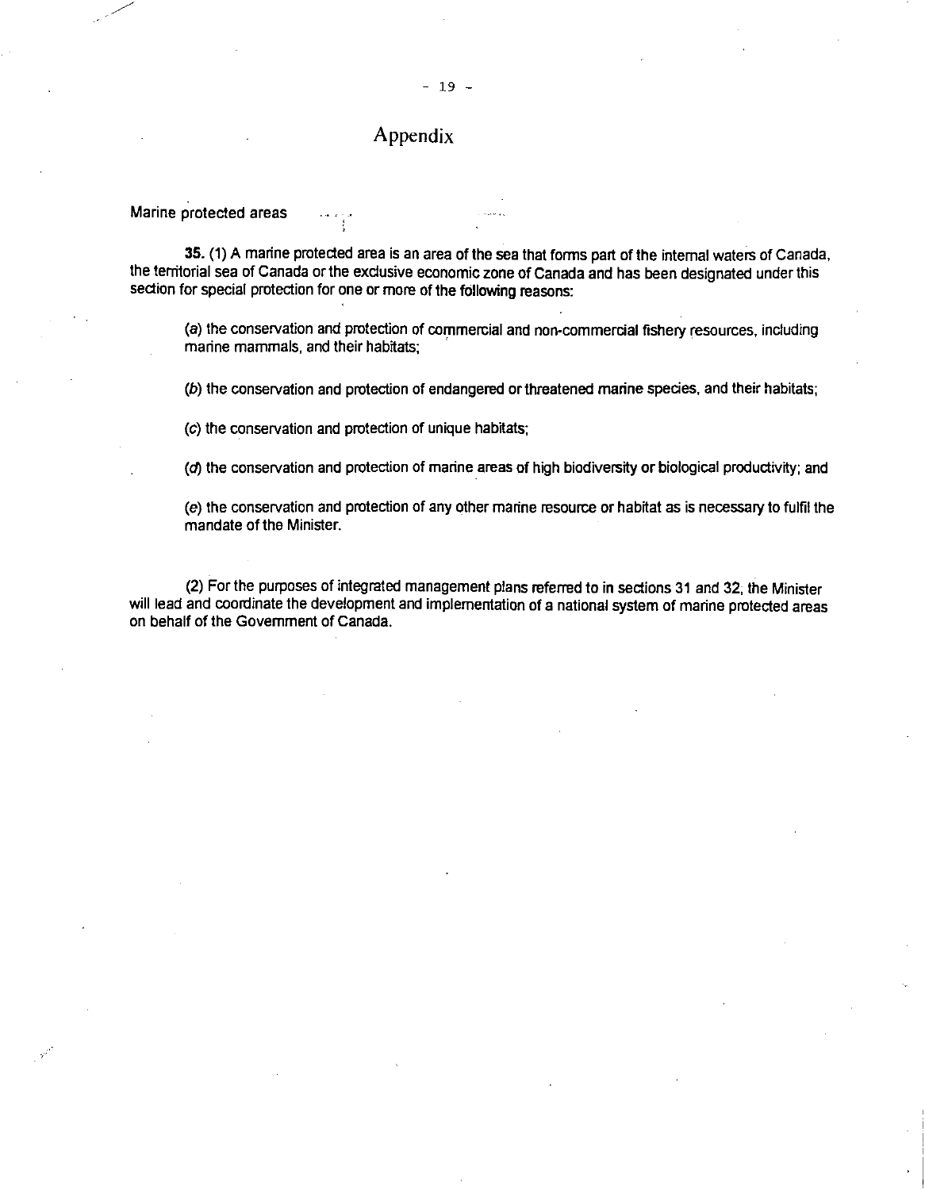# Appendix

Marine protected areas

**35.** (1) A marine protected area is an area of the sea that forms part of the internal waters of Canada, the territorial sea of Canada or the exclusive economic zone of Canada and has been designated under this section for special protection for one or more of the following reasons:

(*a*) the conservation and protection of commercial and non-commercial fishery resources, including marine mammals, and their habitats;

(*b*) the conservation and protection of endangered or threatened marine species, and their habitats;

(*c*) the conservation and protection of unique habitats;

(*d*) the conservation and protection of marine areas of high biodiversity or biological productivity; and

(*e*) the conservation and protection of any other marine resource or habitat as is necessary to fulfil the mandate of the Minister.

(2) For the purposes of integrated management plans referred to in sections 31 and 32, the Minister will lead and coordinate the development and implementation of a national system of marine protected areas on behalf of the Government of Canada.